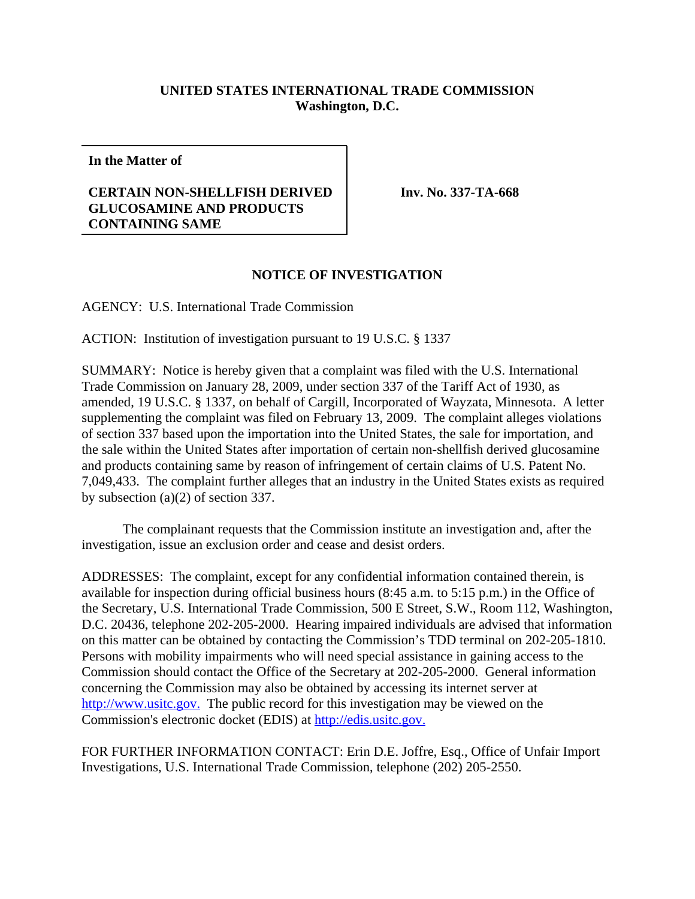**UNITED STATES INTERNATIONAL TRADE COMMISSION**
**Washington, D.C.**

| **In the Matter of** | |
|---|---|
| **CERTAIN NON-SHELLFISH DERIVED GLUCOSAMINE AND PRODUCTS CONTAINING SAME** | **Inv. No. 337-TA-668** |

**NOTICE OF INVESTIGATION**

AGENCY: U.S. International Trade Commission

ACTION: Institution of investigation pursuant to 19 U.S.C. § 1337

SUMMARY: Notice is hereby given that a complaint was filed with the U.S. International Trade Commission on January 28, 2009, under section 337 of the Tariff Act of 1930, as amended, 19 U.S.C. § 1337, on behalf of Cargill, Incorporated of Wayzata, Minnesota. A letter supplementing the complaint was filed on February 13, 2009. The complaint alleges violations of section 337 based upon the importation into the United States, the sale for importation, and the sale within the United States after importation of certain non-shellfish derived glucosamine and products containing same by reason of infringement of certain claims of U.S. Patent No. 7,049,433. The complaint further alleges that an industry in the United States exists as required by subsection (a)(2) of section 337.

The complainant requests that the Commission institute an investigation and, after the investigation, issue an exclusion order and cease and desist orders.

ADDRESSES: The complaint, except for any confidential information contained therein, is available for inspection during official business hours (8:45 a.m. to 5:15 p.m.) in the Office of the Secretary, U.S. International Trade Commission, 500 E Street, S.W., Room 112, Washington, D.C. 20436, telephone 202-205-2000. Hearing impaired individuals are advised that information on this matter can be obtained by contacting the Commission's TDD terminal on 202-205-1810. Persons with mobility impairments who will need special assistance in gaining access to the Commission should contact the Office of the Secretary at 202-205-2000. General information concerning the Commission may also be obtained by accessing its internet server at http://www.usitc.gov. The public record for this investigation may be viewed on the Commission's electronic docket (EDIS) at http://edis.usitc.gov.

FOR FURTHER INFORMATION CONTACT: Erin D.E. Joffre, Esq., Office of Unfair Import Investigations, U.S. International Trade Commission, telephone (202) 205-2550.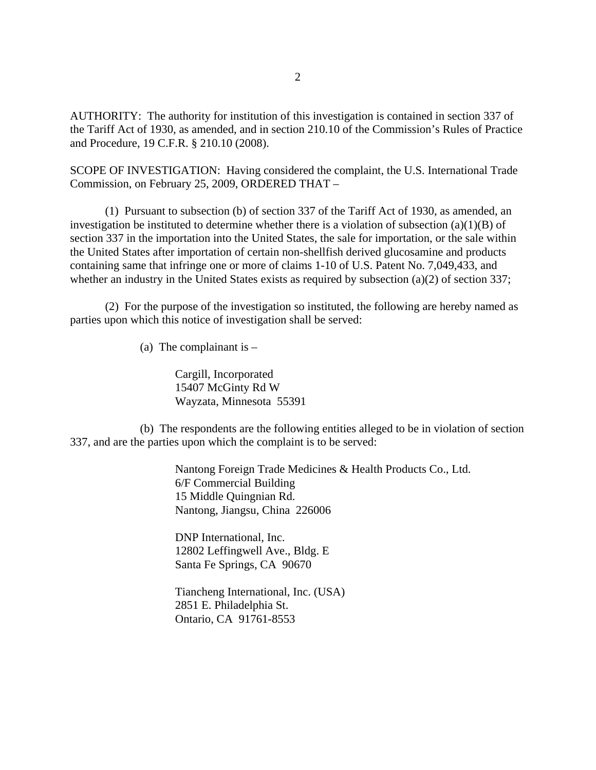AUTHORITY: The authority for institution of this investigation is contained in section 337 of the Tariff Act of 1930, as amended, and in section 210.10 of the Commission's Rules of Practice and Procedure, 19 C.F.R. § 210.10 (2008).

SCOPE OF INVESTIGATION: Having considered the complaint, the U.S. International Trade Commission, on February 25, 2009, ORDERED THAT –

(1) Pursuant to subsection (b) of section 337 of the Tariff Act of 1930, as amended, an investigation be instituted to determine whether there is a violation of subsection (a)(1)(B) of section 337 in the importation into the United States, the sale for importation, or the sale within the United States after importation of certain non-shellfish derived glucosamine and products containing same that infringe one or more of claims 1-10 of U.S. Patent No. 7,049,433, and whether an industry in the United States exists as required by subsection (a)(2) of section 337;

(2) For the purpose of the investigation so instituted, the following are hereby named as parties upon which this notice of investigation shall be served:

(a) The complainant is –

Cargill, Incorporated  
15407 McGinty Rd W  
Wayzata, Minnesota 55391

(b) The respondents are the following entities alleged to be in violation of section 337, and are the parties upon which the complaint is to be served:

Nantong Foreign Trade Medicines & Health Products Co., Ltd.  
6/F Commercial Building  
15 Middle Quingnian Rd.  
Nantong, Jiangsu, China 226006

DNP International, Inc.  
12802 Leffingwell Ave., Bldg. E  
Santa Fe Springs, CA 90670

Tiancheng International, Inc. (USA)  
2851 E. Philadelphia St.  
Ontario, CA 91761-8553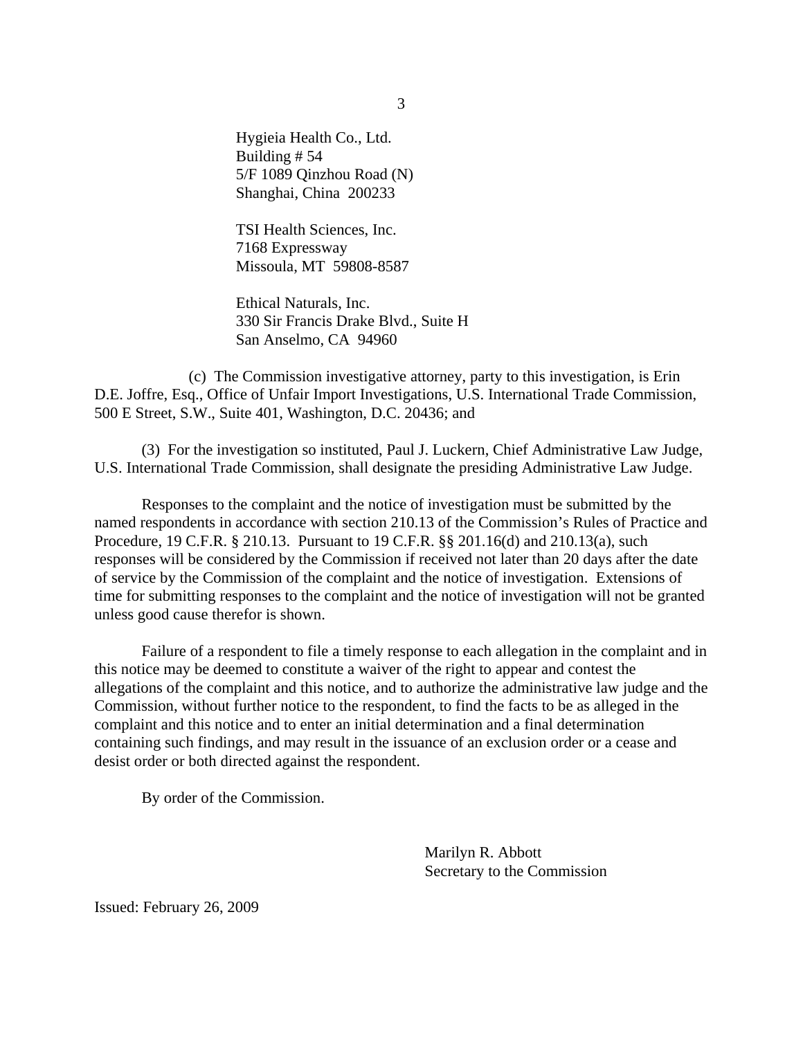Hygieia Health Co., Ltd.
Building # 54
5/F 1089 Qinzhou Road (N)
Shanghai, China 200233

TSI Health Sciences, Inc.
7168 Expressway
Missoula, MT 59808-8587

Ethical Naturals, Inc.
330 Sir Francis Drake Blvd., Suite H
San Anselmo, CA 94960

(c) The Commission investigative attorney, party to this investigation, is Erin D.E. Joffre, Esq., Office of Unfair Import Investigations, U.S. International Trade Commission, 500 E Street, S.W., Suite 401, Washington, D.C. 20436; and

(3) For the investigation so instituted, Paul J. Luckern, Chief Administrative Law Judge, U.S. International Trade Commission, shall designate the presiding Administrative Law Judge.

Responses to the complaint and the notice of investigation must be submitted by the named respondents in accordance with section 210.13 of the Commission's Rules of Practice and Procedure, 19 C.F.R. § 210.13. Pursuant to 19 C.F.R. §§ 201.16(d) and 210.13(a), such responses will be considered by the Commission if received not later than 20 days after the date of service by the Commission of the complaint and the notice of investigation. Extensions of time for submitting responses to the complaint and the notice of investigation will not be granted unless good cause therefor is shown.

Failure of a respondent to file a timely response to each allegation in the complaint and in this notice may be deemed to constitute a waiver of the right to appear and contest the allegations of the complaint and this notice, and to authorize the administrative law judge and the Commission, without further notice to the respondent, to find the facts to be as alleged in the complaint and this notice and to enter an initial determination and a final determination containing such findings, and may result in the issuance of an exclusion order or a cease and desist order or both directed against the respondent.

By order of the Commission.

Marilyn R. Abbott
Secretary to the Commission

Issued: February 26, 2009